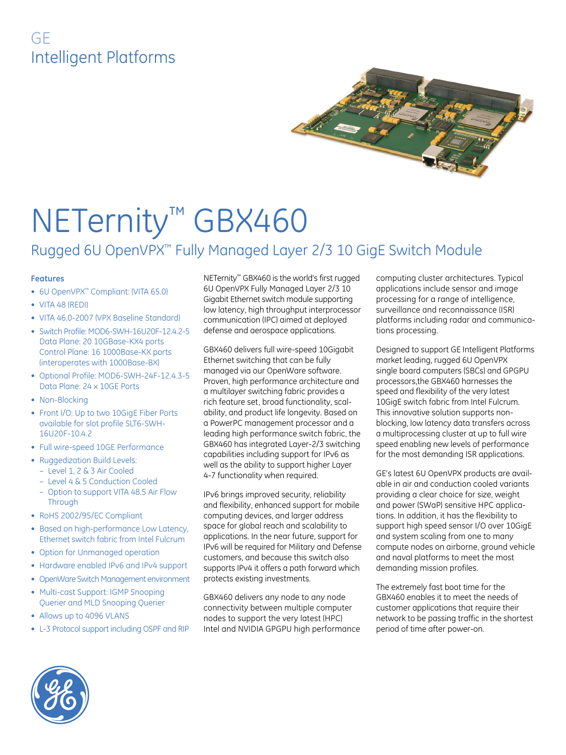GE
Intelligent Platforms

# NETernity™ GBX460

## Rugged 6U OpenVPX™ Fully Managed Layer 2/3 10 GigE Switch Module

### Features

- 6U OpenVPX™ Compliant: (VITA 65.0)
- VITA 48 (REDI)
- VITA 46.0-2007 (VPX Baseline Standard)
- Switch Profile: MOD6-SWH-16U20F-12.4.2-5 Data Plane: 20 10GBase-KX4 ports Control Plane: 16 1000Base-KX ports (interoperates with 1000Base-BX)
- Optional Profile: MOD6-SWH-24F-12.4.3-5 Data Plane: 24 x 10GE Ports
- Non-Blocking
- Front I/O: Up to two 10GigE Fiber Ports available for slot profile SLT6-SWH-16U20F-10.4.2
- Full wire-speed 10GE Performance
- Ruggedization Build Levels:
  - Level 1, 2 & 3 Air Cooled
  - Level 4 & 5 Conduction Cooled
  - Option to support VITA 48.5 Air Flow Through
- RoHS 2002/95/EC Compliant
- Based on high-performance Low Latency, Ethernet switch fabric from Intel Fulcrum
- Option for Unmanaged operation
- Hardware enabled IPv6 and IPv4 support
- OpenWare Switch Management environment
- Multi-cast Support: IGMP Snooping Querier and MLD Snooping Querier
- Allows up to 4096 VLANS
- L-3 Protocol support including OSPF and RIP

NETernity™ GBX460 is the world's first rugged 6U OpenVPX Fully Managed Layer 2/3 10 Gigabit Ethernet switch module supporting low latency, high throughput interprocessor communication (IPC) aimed at deployed defense and aerospace applications.

GBX460 delivers full wire-speed 10Gigabit Ethernet switching that can be fully managed via our OpenWare software. Proven, high performance architecture and a multilayer switching fabric provides a rich feature set, broad functionality, scalability, and product life longevity. Based on a PowerPC management processor and a leading high performance switch fabric, the GBX460 has integrated Layer-2/3 switching capabilities including support for IPv6 as well as the ability to support higher Layer 4-7 functionality when required.

IPv6 brings improved security, reliability and flexibility, enhanced support for mobile computing devices, and larger address space for global reach and scalability to applications. In the near future, support for IPv6 will be required for Military and Defense customers, and because this switch also supports IPv4 it offers a path forward which protects existing investments.

GBX460 delivers any node to any node connectivity between multiple computer nodes to support the very latest (HPC) Intel and NVIDIA GPGPU high performance computing cluster architectures. Typical applications include sensor and image processing for a range of intelligence, surveillance and reconnaissance (ISR) platforms including radar and communications processing.

Designed to support GE Intelligent Platforms market leading, rugged 6U OpenVPX single board computers (SBCs) and GPGPU processors,the GBX460 harnesses the speed and flexibility of the very latest 10GigE switch fabric from Intel Fulcrum. This innovative solution supports non-blocking, low latency data transfers across a multiprocessing cluster at up to full wire speed enabling new levels of performance for the most demanding ISR applications.

GE's latest 6U OpenVPX products are available in air and conduction cooled variants providing a clear choice for size, weight and power (SWaP) sensitive HPC applications. In addition, it has the flexibility to support high speed sensor I/O over 10GigE and system scaling from one to many compute nodes on airborne, ground vehicle and naval platforms to meet the most demanding mission profiles.

The extremely fast boot time for the GBX460 enables it to meet the needs of customer applications that require their network to be passing traffic in the shortest period of time after power-on.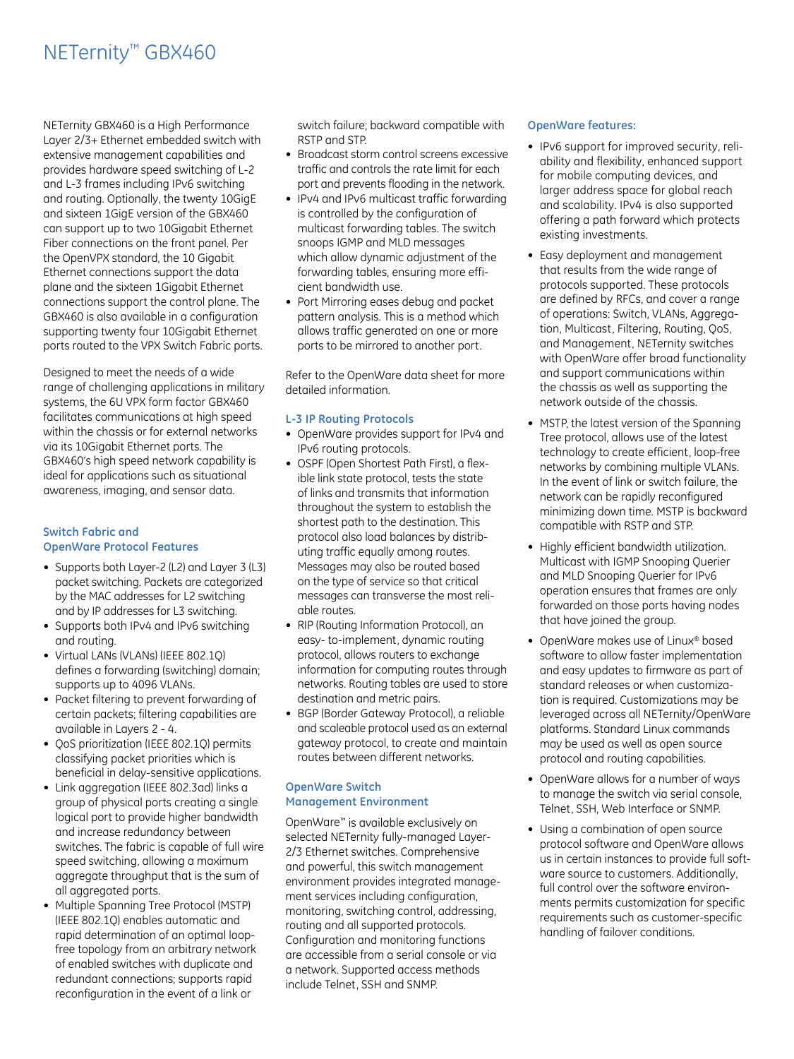# NETernity™ GBX460

NETernity GBX460 is a High Performance Layer 2/3+ Ethernet embedded switch with extensive management capabilities and provides hardware speed switching of L-2 and L-3 frames including IPv6 switching and routing. Optionally, the twenty 10GigE and sixteen 1GigE version of the GBX460 can support up to two 10Gigabit Ethernet Fiber connections on the front panel. Per the OpenVPX standard, the 10 Gigabit Ethernet connections support the data plane and the sixteen 1Gigabit Ethernet connections support the control plane. The GBX460 is also available in a configuration supporting twenty four 10Gigabit Ethernet ports routed to the VPX Switch Fabric ports.

Designed to meet the needs of a wide range of challenging applications in military systems, the 6U VPX form factor GBX460 facilitates communications at high speed within the chassis or for external networks via its 10Gigabit Ethernet ports. The GBX460's high speed network capability is ideal for applications such as situational awareness, imaging, and sensor data.

### Switch Fabric and OpenWare Protocol Features

- Supports both Layer-2 (L2) and Layer 3 (L3) packet switching. Packets are categorized by the MAC addresses for L2 switching and by IP addresses for L3 switching.
- Supports both IPv4 and IPv6 switching and routing.
- Virtual LANs (VLANs) (IEEE 802.1Q) defines a forwarding (switching) domain; supports up to 4096 VLANs.
- Packet filtering to prevent forwarding of certain packets; filtering capabilities are available in Layers 2 - 4.
- QoS prioritization (IEEE 802.1Q) permits classifying packet priorities which is beneficial in delay-sensitive applications.
- Link aggregation (IEEE 802.3ad) links a group of physical ports creating a single logical port to provide higher bandwidth and increase redundancy between switches. The fabric is capable of full wire speed switching, allowing a maximum aggregate throughput that is the sum of all aggregated ports.
- Multiple Spanning Tree Protocol (MSTP) (IEEE 802.1Q) enables automatic and rapid determination of an optimal loop-free topology from an arbitrary network of enabled switches with duplicate and redundant connections; supports rapid reconfiguration in the event of a link or switch failure; backward compatible with RSTP and STP.
- Broadcast storm control screens excessive traffic and controls the rate limit for each port and prevents flooding in the network.
- IPv4 and IPv6 multicast traffic forwarding is controlled by the configuration of multicast forwarding tables. The switch snoops IGMP and MLD messages which allow dynamic adjustment of the forwarding tables, ensuring more efficient bandwidth use.
- Port Mirroring eases debug and packet pattern analysis. This is a method which allows traffic generated on one or more ports to be mirrored to another port.

Refer to the OpenWare data sheet for more detailed information.

### L-3 IP Routing Protocols

- OpenWare provides support for IPv4 and IPv6 routing protocols.
- OSPF (Open Shortest Path First), a flexible link state protocol, tests the state of links and transmits that information throughout the system to establish the shortest path to the destination. This protocol also load balances by distributing traffic equally among routes. Messages may also be routed based on the type of service so that critical messages can transverse the most reliable routes.
- RIP (Routing Information Protocol), an easy- to-implement, dynamic routing protocol, allows routers to exchange information for computing routes through networks. Routing tables are used to store destination and metric pairs.
- BGP (Border Gateway Protocol), a reliable and scaleable protocol used as an external gateway protocol, to create and maintain routes between different networks.

### OpenWare Switch Management Environment

OpenWare™ is available exclusively on selected NETernity fully-managed Layer-2/3 Ethernet switches. Comprehensive and powerful, this switch management environment provides integrated management services including configuration, monitoring, switching control, addressing, routing and all supported protocols. Configuration and monitoring functions are accessible from a serial console or via a network. Supported access methods include Telnet, SSH and SNMP.

### OpenWare features:

- IPv6 support for improved security, reliability and flexibility, enhanced support for mobile computing devices, and larger address space for global reach and scalability. IPv4 is also supported offering a path forward which protects existing investments.
- Easy deployment and management that results from the wide range of protocols supported. These protocols are defined by RFCs, and cover a range of operations: Switch, VLANs, Aggregation, Multicast, Filtering, Routing, QoS, and Management, NETernity switches with OpenWare offer broad functionality and support communications within the chassis as well as supporting the network outside of the chassis.
- MSTP, the latest version of the Spanning Tree protocol, allows use of the latest technology to create efficient, loop-free networks by combining multiple VLANs. In the event of link or switch failure, the network can be rapidly reconfigured minimizing down time. MSTP is backward compatible with RSTP and STP.
- Highly efficient bandwidth utilization. Multicast with IGMP Snooping Querier and MLD Snooping Querier for IPv6 operation ensures that frames are only forwarded on those ports having nodes that have joined the group.
- OpenWare makes use of Linux® based software to allow faster implementation and easy updates to firmware as part of standard releases or when customization is required. Customizations may be leveraged across all NETernity/OpenWare platforms. Standard Linux commands may be used as well as open source protocol and routing capabilities.
- OpenWare allows for a number of ways to manage the switch via serial console, Telnet, SSH, Web Interface or SNMP.
- Using a combination of open source protocol software and OpenWare allows us in certain instances to provide full software source to customers. Additionally, full control over the software environments permits customization for specific requirements such as customer-specific handling of failover conditions.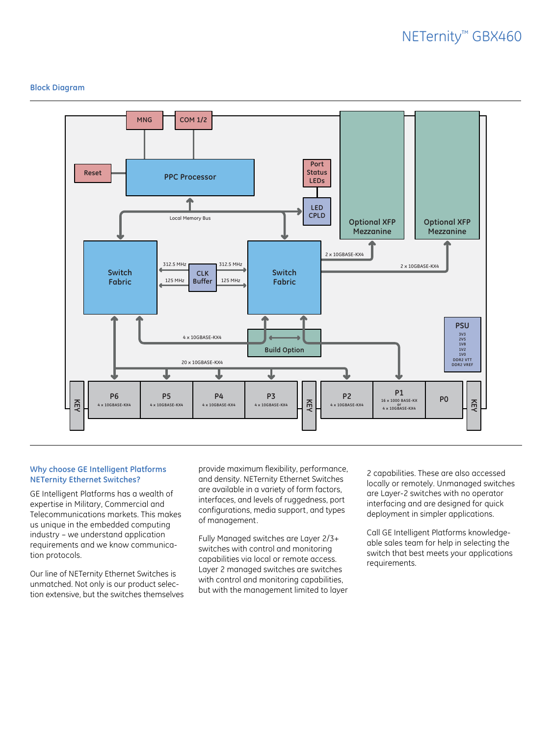## Block Diagram

MNG

COM 1/2

Reset

PPC Processor

Port Status LEDs

LED CPLD

Local Memory Bus

Optional XFP Mezzanine

Optional XFP Mezzanine

Switch Fabric

312.5 MHz

125 MHz

CLK Buffer

312.5 MHz

125 MHz

Switch Fabric

2 x 10GBASE-KX4

2 x 10GBASE-KX4

4 x 10GBASE-KX4

Build Option

PSU

3V3
2V5
1V8
1V2
1V0
DDR2 VTT
DDR2 VREF

20 x 10GBASE-KX4

KEY

P6
4 x 10GBASE-KX4

P5
4 x 10GBASE-KX4

P4
4 x 10GBASE-KX4

P3
4 x 10GBASE-KX4

KEY

P2
4 x 10GBASE-KX4

P1
16 x 1000 BASE-KX
or
4 x 10GBASE-KX4

P0

KEY

### Why choose GE Intelligent Platforms NETernity Ethernet Switches?

GE Intelligent Platforms has a wealth of expertise in Military, Commercial and Telecommunications markets. This makes us unique in the embedded computing industry – we understand application requirements and we know communication protocols.

Our line of NETernity Ethernet Switches is unmatched. Not only is our product selection extensive, but the switches themselves provide maximum flexibility, performance, and density. NETernity Ethernet Switches are available in a variety of form factors, interfaces, and levels of ruggedness, port configurations, media support, and types of management.

Fully Managed switches are Layer 2/3+ switches with control and monitoring capabilities via local or remote access. Layer 2 managed switches are switches with control and monitoring capabilities, but with the management limited to layer 2 capabilities. These are also accessed locally or remotely. Unmanaged switches are Layer-2 switches with no operator interfacing and are designed for quick deployment in simpler applications.

Call GE Intelligent Platforms knowledgeable sales team for help in selecting the switch that best meets your applications requirements.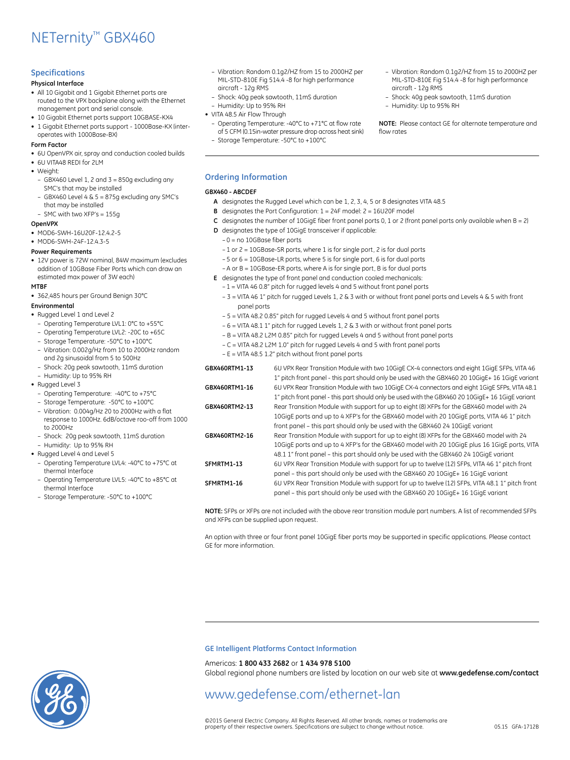# NETernity™ GBX460

## Specifications

### Physical Interface

- All 10 Gigabit and 1 Gigabit Ethernet ports are routed to the VPX backplane along with the Ethernet management port and serial console.
- 10 Gigabit Ethernet ports support 10GBASE-KX4
- 1 Gigabit Ethernet ports support - 1000Base-KX (inter-operates with 1000Base-BX)

### Form Factor

- 6U OpenVPX air, spray and conduction cooled builds
- 6U VITA48 REDI for 2LM
- Weight:
  - GBX460 Level 1, 2 and 3 = 850g excluding any SMC's that may be installed
  - GBX460 Level 4 & 5 = 875g excluding any SMC's that may be installed
  - SMC with two XFP's = 155g

### OpenVPX

- MOD6-SWH-16U20F-12.4.2-5
- MOD6-SWH-24F-12.4.3-5

### Power Requirements

- 12V power is 72W nominal, 84W maximum (excludes addition of 10GBase Fiber Ports which can draw an estimated max power of 3W each)

### MTBF

- 362,485 hours per Ground Benign 30°C

### Environmental

- Rugged Level 1 and Level 2
  - Operating Temperature LVL1: 0°C to +55°C
  - Operating Temperature LVL2: -20C to +65C
  - Storage Temperature: -50°C to +100°C
  - Vibration: 0.002g/Hz from 10 to 2000Hz random and 2g sinusoidal from 5 to 500Hz
  - Shock: 20g peak sawtooth, 11mS duration
  - Humidity: Up to 95% RH
- Rugged Level 3
  - Operating Temperature: -40°C to +75°C
  - Storage Temperature: -50°C to +100°C
  - Vibration: 0.004g/Hz 20 to 2000Hz with a flat response to 1000Hz. 6dB/octave roo-off from 1000 to 2000Hz
  - Shock: 20g peak sawtooth, 11mS duration
  - Humidity: Up to 95% RH
- Rugged Level 4 and Level 5
  - Operating Temperature LVL4: -40°C to +75°C at thermal interface
  - Operating Temperature LVL5: -40°C to +85°C at thermal interface
  - Storage Temperature: -50°C to +100°C
  - Vibration: Random 0.1g2/HZ from 15 to 2000HZ per MIL-STD-810E Fig 514.4 -8 for high performance aircraft - 12g RMS
  - Shock: 40g peak sawtooth, 11mS duration
  - Humidity: Up to 95% RH
- VITA 48.5 Air Flow Through
  - Operating Temperature: -40°C to +71°C at flow rate of 5 CFM (0.15in-water pressure drop across heat sink)
  - Storage Temperature: -50°C to +100°C
  - Vibration: Random 0.1g2/HZ from 15 to 2000HZ per MIL-STD-810E Fig 514.4 -8 for high performance aircraft - 12g RMS
  - Shock: 40g peak sawtooth, 11mS duration
  - Humidity: Up to 95% RH

**NOTE:** Please contact GE for alternate temperature and flow rates

## Ordering Information

**GBX460 - ABCDEF**

- **A** designates the Rugged Level which can be 1, 2, 3, 4, 5 or 8 designates VITA 48.5
- **B** designates the Port Configuration: 1 = 24F model: 2 = 16U20F model
- **C** designates the number of 10GigE fiber front panel ports 0, 1 or 2 (front panel ports only available when B = 2)
- **D** designates the type of 10GigE transceiver if applicable:
  - 0 = no 10GBase fiber ports
  - 1 or 2 = 10GBase-SR ports, where 1 is for single port, 2 is for dual ports
  - 5 or 6 = 10GBase-LR ports, where 5 is for single port, 6 is for dual ports
  - A or B = 10GBase-ER ports, where A is for single port, B is for dual ports
- **E** designates the type of front panel and conduction cooled mechanicals:
  - 1 = VITA 46 0.8" pitch for rugged levels 4 and 5 without front panel ports
  - 3 = VITA 46 1" pitch for rugged Levels 1, 2 & 3 with or without front panel ports and Levels 4 & 5 with front panel ports
  - 5 = VITA 48.2 0.85" pitch for rugged Levels 4 and 5 without front panel ports
  - 6 = VITA 48.1 1" pitch for rugged Levels 1, 2 & 3 with or without front panel ports
  - B = VITA 48.2 L2M 0.85" pitch for rugged Levels 4 and 5 without front panel ports
  - C = VITA 48.2 L2M 1.0" pitch for rugged Levels 4 and 5 with front panel ports
  - E = VITA 48.5 1.2" pitch without front panel ports

| | |
|---|---|
| **GBX460RTM1-13** | 6U VPX Rear Transition Module with two 10GigE CX-4 connectors and eight 1GigE SFPs, VITA 46 1" pitch front panel - this part should only be used with the GBX460 20 10GigE+ 16 1GigE variant |
| **GBX460RTM1-16** | 6U VPX Rear Transition Module with two 10GigE CX-4 connectors and eight 1GigE SFPs, VITA 48.1 1" pitch front panel - this part should only be used with the GBX460 20 10GigE+ 16 1GigE variant |
| **GBX460RTM2-13** | Rear Transition Module with support for up to eight (8) XFPs for the GBX460 model with 24 10GigE ports and up to 4 XFP's for the GBX460 model with 20 10GigE ports, VITA 46 1" pitch front panel – this part should only be used with the GBX460 24 10GigE variant |
| **GBX460RTM2-16** | Rear Transition Module with support for up to eight (8) XFPs for the GBX460 model with 24 10GigE ports and up to 4 XFP's for the GBX460 model with 20 10GigE ports plus 16 1GigE ports, VITA 48.1 1" front panel – this part should only be used with the GBX460 24 10GigE variant |
| **SFMRTM1-13** | 6U VPX Rear Transition Module with support for up to twelve (12) SFPs, VITA 46 1" pitch front panel – this part should only be used with the GBX460 20 10GigE+ 16 1GigE variant |
| **SFMRTM1-16** | 6U VPX Rear Transition Module with support for up to twelve (12) SFPs, VITA 48.1 1" pitch front panel – this part should only be used with the GBX460 20 10GigE+ 16 1GigE variant |

**NOTE:** SFPs or XFPs are not included with the above rear transition module part numbers. A list of recommended SFPs and XFPs can be supplied upon request.

An option with three or four front panel 10GigE fiber ports may be supported in specific applications. Please contact GE for more information.

### GE Intelligent Platforms Contact Information

Americas: **1 800 433 2682** or **1 434 978 5100**

Global regional phone numbers are listed by location on our web site at **www.gedefense.com/contact**

www.gedefense.com/ethernet-lan

©2015 General Electric Company. All Rights Reserved. All other brands, names or trademarks are property of their respective owners. Specifications are subject to change without notice.

05.15 GFA-1712B